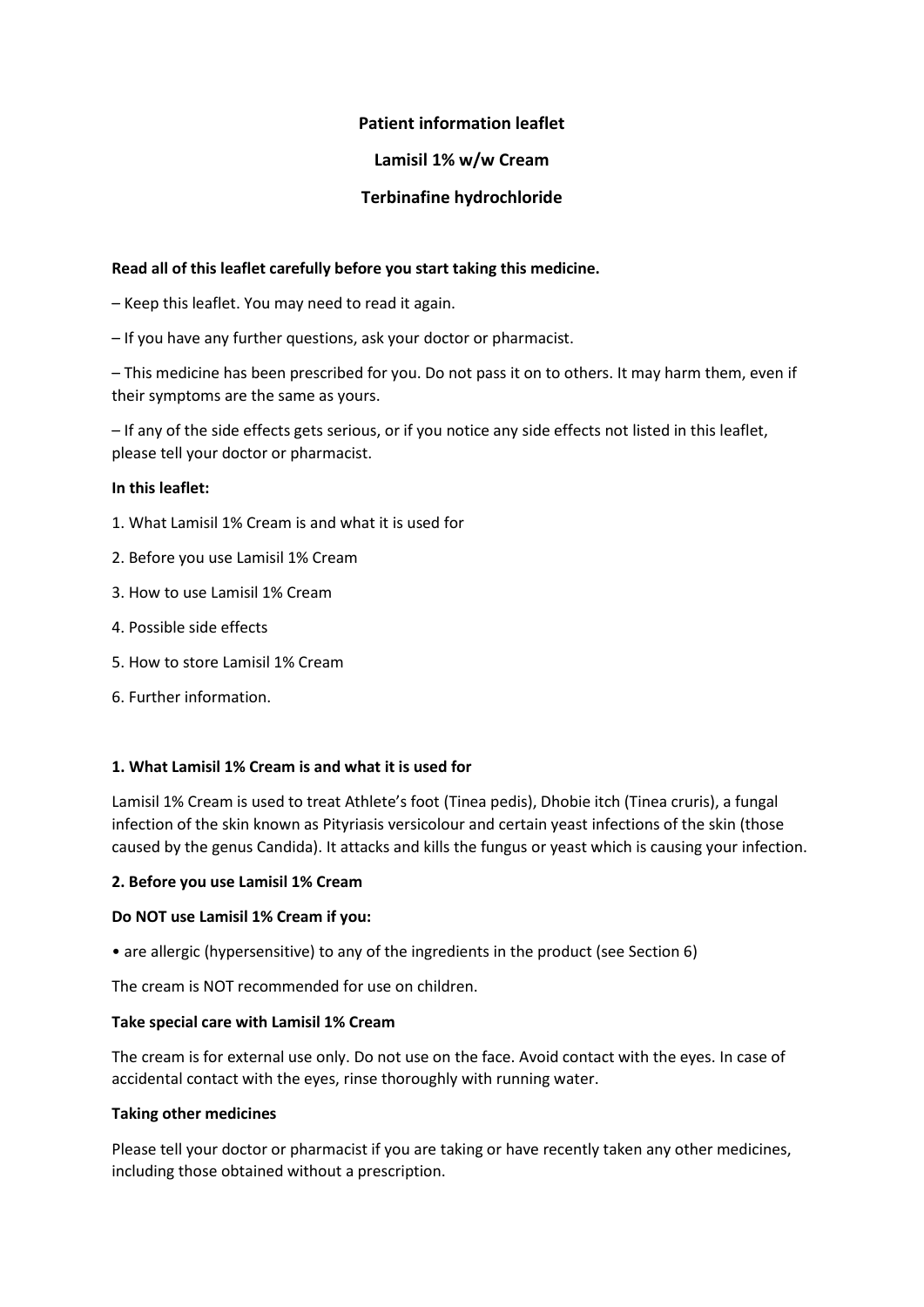**Patient information leaflet**

**Lamisil 1% w/w Cream**

**Terbinafine hydrochloride**

**Read all of this leaflet carefully before you start taking this medicine.**

– Keep this leaflet. You may need to read it again.

– If you have any further questions, ask your doctor or pharmacist.

– This medicine has been prescribed for you. Do not pass it on to others. It may harm them, even if their symptoms are the same as yours.

– If any of the side effects gets serious, or if you notice any side effects not listed in this leaflet, please tell your doctor or pharmacist.

**In this leaflet:**

1. What Lamisil 1% Cream is and what it is used for
2. Before you use Lamisil 1% Cream
3. How to use Lamisil 1% Cream
4. Possible side effects
5. How to store Lamisil 1% Cream
6. Further information.

**1. What Lamisil 1% Cream is and what it is used for**

Lamisil 1% Cream is used to treat Athlete's foot (Tinea pedis), Dhobie itch (Tinea cruris), a fungal infection of the skin known as Pityriasis versicolour and certain yeast infections of the skin (those caused by the genus Candida). It attacks and kills the fungus or yeast which is causing your infection.

**2. Before you use Lamisil 1% Cream**

**Do NOT use Lamisil 1% Cream if you:**

• are allergic (hypersensitive) to any of the ingredients in the product (see Section 6)

The cream is NOT recommended for use on children.

**Take special care with Lamisil 1% Cream**

The cream is for external use only. Do not use on the face. Avoid contact with the eyes. In case of accidental contact with the eyes, rinse thoroughly with running water.

**Taking other medicines**

Please tell your doctor or pharmacist if you are taking or have recently taken any other medicines, including those obtained without a prescription.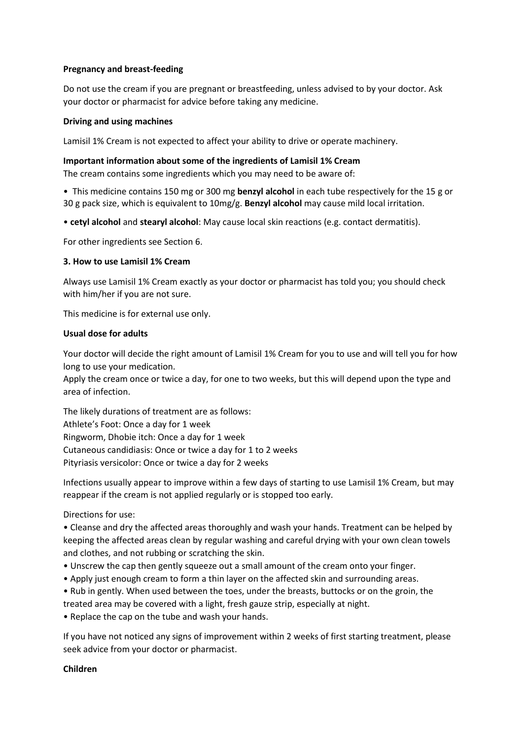**Pregnancy and breast-feeding**

Do not use the cream if you are pregnant or breastfeeding, unless advised to by your doctor. Ask your doctor or pharmacist for advice before taking any medicine.

**Driving and using machines**

Lamisil 1% Cream is not expected to affect your ability to drive or operate machinery.

**Important information about some of the ingredients of Lamisil 1% Cream**

The cream contains some ingredients which you may need to be aware of:

• This medicine contains 150 mg or 300 mg **benzyl alcohol** in each tube respectively for the 15 g or 30 g pack size, which is equivalent to 10mg/g. **Benzyl alcohol** may cause mild local irritation.

• **cetyl alcohol** and **stearyl alcohol**: May cause local skin reactions (e.g. contact dermatitis).

For other ingredients see Section 6.

**3. How to use Lamisil 1% Cream**

Always use Lamisil 1% Cream exactly as your doctor or pharmacist has told you; you should check with him/her if you are not sure.

This medicine is for external use only.

**Usual dose for adults**

Your doctor will decide the right amount of Lamisil 1% Cream for you to use and will tell you for how long to use your medication.

Apply the cream once or twice a day, for one to two weeks, but this will depend upon the type and area of infection.

The likely durations of treatment are as follows:
Athlete's Foot: Once a day for 1 week
Ringworm, Dhobie itch: Once a day for 1 week
Cutaneous candidiasis: Once or twice a day for 1 to 2 weeks
Pityriasis versicolor: Once or twice a day for 2 weeks

Infections usually appear to improve within a few days of starting to use Lamisil 1% Cream, but may reappear if the cream is not applied regularly or is stopped too early.

Directions for use:

• Cleanse and dry the affected areas thoroughly and wash your hands. Treatment can be helped by keeping the affected areas clean by regular washing and careful drying with your own clean towels and clothes, and not rubbing or scratching the skin.
• Unscrew the cap then gently squeeze out a small amount of the cream onto your finger.
• Apply just enough cream to form a thin layer on the affected skin and surrounding areas.
• Rub in gently. When used between the toes, under the breasts, buttocks or on the groin, the treated area may be covered with a light, fresh gauze strip, especially at night.
• Replace the cap on the tube and wash your hands.

If you have not noticed any signs of improvement within 2 weeks of first starting treatment, please seek advice from your doctor or pharmacist.

**Children**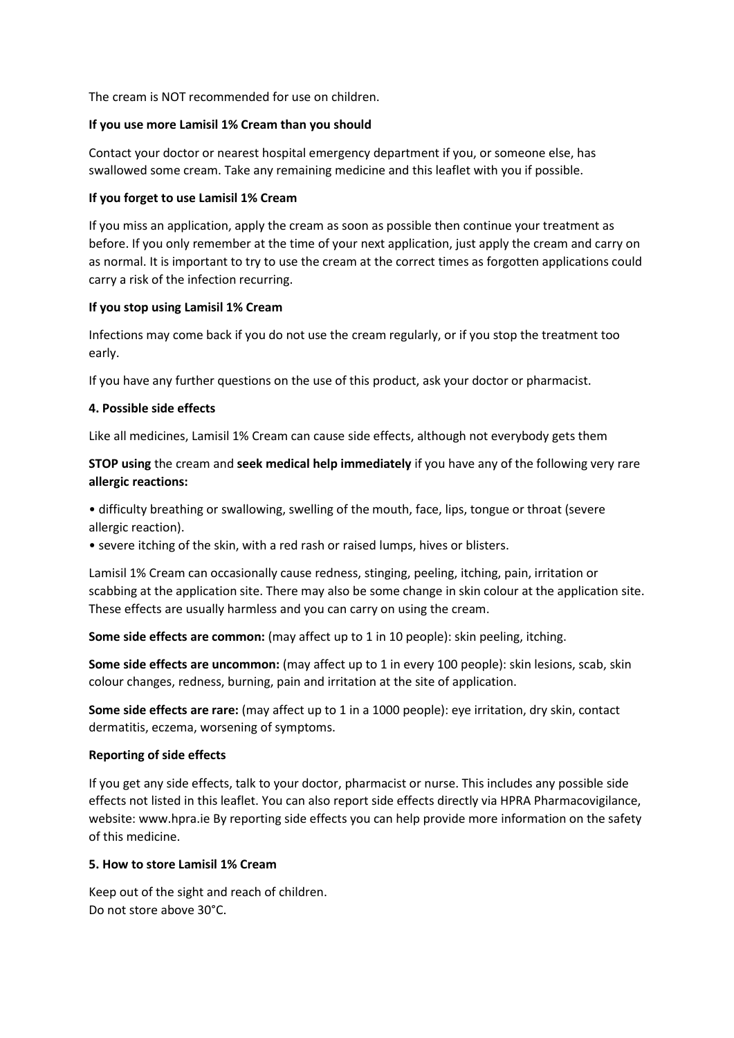The cream is NOT recommended for use on children.

**If you use more Lamisil 1% Cream than you should**

Contact your doctor or nearest hospital emergency department if you, or someone else, has swallowed some cream. Take any remaining medicine and this leaflet with you if possible.

**If you forget to use Lamisil 1% Cream**

If you miss an application, apply the cream as soon as possible then continue your treatment as before. If you only remember at the time of your next application, just apply the cream and carry on as normal. It is important to try to use the cream at the correct times as forgotten applications could carry a risk of the infection recurring.

**If you stop using Lamisil 1% Cream**

Infections may come back if you do not use the cream regularly, or if you stop the treatment too early.

If you have any further questions on the use of this product, ask your doctor or pharmacist.

**4. Possible side effects**

Like all medicines, Lamisil 1% Cream can cause side effects, although not everybody gets them

**STOP using** the cream and **seek medical help immediately** if you have any of the following very rare **allergic reactions:**

- difficulty breathing or swallowing, swelling of the mouth, face, lips, tongue or throat (severe allergic reaction).
- severe itching of the skin, with a red rash or raised lumps, hives or blisters.

Lamisil 1% Cream can occasionally cause redness, stinging, peeling, itching, pain, irritation or scabbing at the application site. There may also be some change in skin colour at the application site. These effects are usually harmless and you can carry on using the cream.

**Some side effects are common:** (may affect up to 1 in 10 people): skin peeling, itching.

**Some side effects are uncommon:** (may affect up to 1 in every 100 people): skin lesions, scab, skin colour changes, redness, burning, pain and irritation at the site of application.

**Some side effects are rare:** (may affect up to 1 in a 1000 people): eye irritation, dry skin, contact dermatitis, eczema, worsening of symptoms.

**Reporting of side effects**

If you get any side effects, talk to your doctor, pharmacist or nurse. This includes any possible side effects not listed in this leaflet. You can also report side effects directly via HPRA Pharmacovigilance, website: www.hpra.ie By reporting side effects you can help provide more information on the safety of this medicine.

**5. How to store Lamisil 1% Cream**

Keep out of the sight and reach of children.
Do not store above 30°C.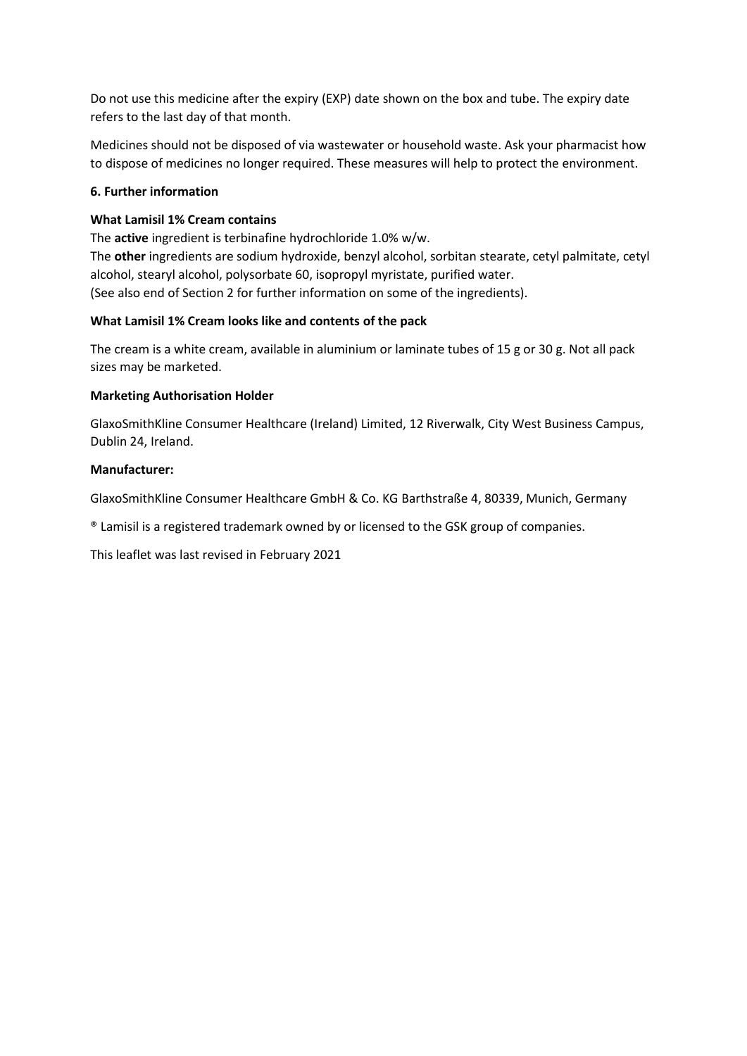Do not use this medicine after the expiry (EXP) date shown on the box and tube. The expiry date refers to the last day of that month.

Medicines should not be disposed of via wastewater or household waste. Ask your pharmacist how to dispose of medicines no longer required. These measures will help to protect the environment.

**6. Further information**

**What Lamisil 1% Cream contains**

The **active** ingredient is terbinafine hydrochloride 1.0% w/w.
The **other** ingredients are sodium hydroxide, benzyl alcohol, sorbitan stearate, cetyl palmitate, cetyl alcohol, stearyl alcohol, polysorbate 60, isopropyl myristate, purified water.
(See also end of Section 2 for further information on some of the ingredients).

**What Lamisil 1% Cream looks like and contents of the pack**

The cream is a white cream, available in aluminium or laminate tubes of 15 g or 30 g. Not all pack sizes may be marketed.

**Marketing Authorisation Holder**

GlaxoSmithKline Consumer Healthcare (Ireland) Limited, 12 Riverwalk, City West Business Campus, Dublin 24, Ireland.

**Manufacturer:**

GlaxoSmithKline Consumer Healthcare GmbH & Co. KG Barthstraße 4, 80339, Munich, Germany

® Lamisil is a registered trademark owned by or licensed to the GSK group of companies.

This leaflet was last revised in February 2021